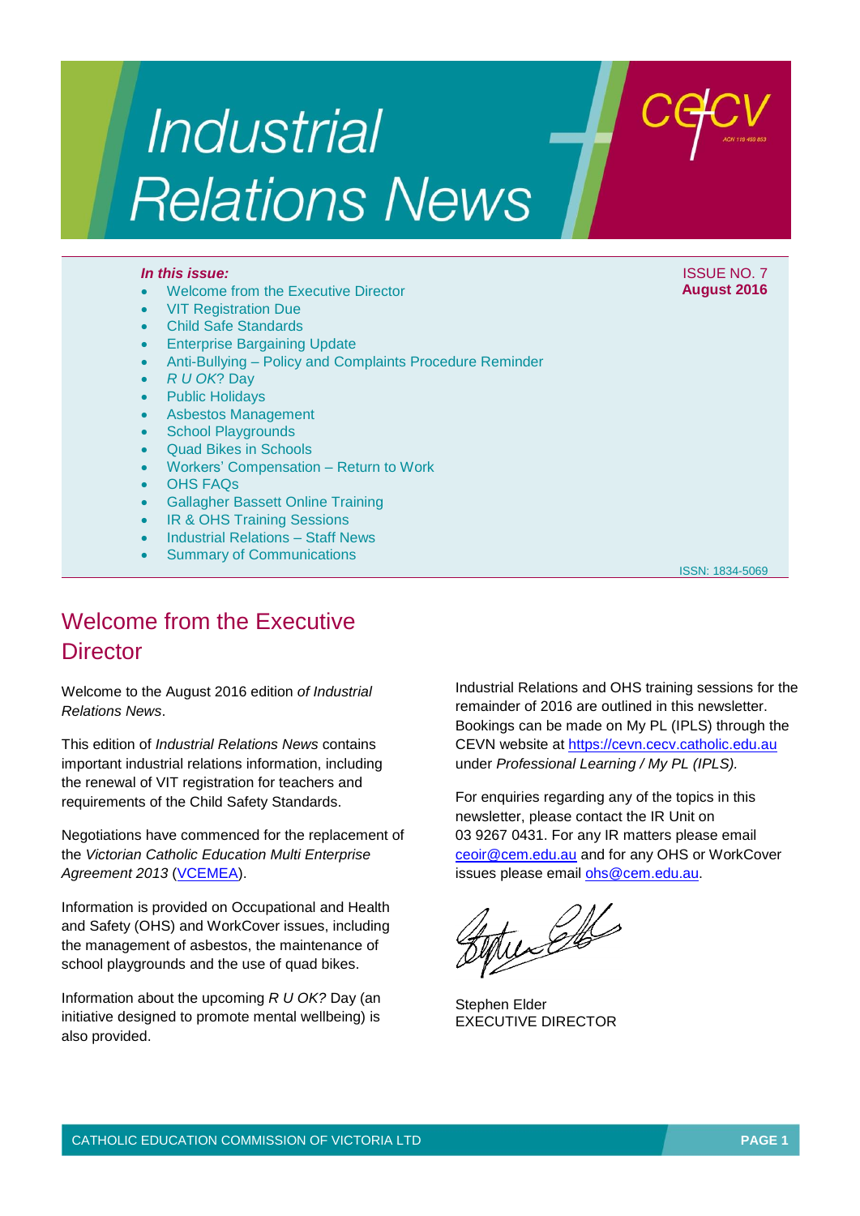# Industrial Relations News

ISSUE NO. 7
**August 2016**

***In this issue:***

- Welcome from the Executive Director
- VIT Registration Due
- Child Safe Standards
- Enterprise Bargaining Update
- Anti-Bullying – Policy and Complaints Procedure Reminder
- *R U OK*? Day
- Public Holidays
- Asbestos Management
- School Playgrounds
- Quad Bikes in Schools
- Workers' Compensation – Return to Work
- OHS FAQs
- Gallagher Bassett Online Training
- IR & OHS Training Sessions
- Industrial Relations – Staff News
- Summary of Communications

ISSN: 1834-5069

## Welcome from the Executive Director

Welcome to the August 2016 edition *of Industrial Relations News*.

This edition of *Industrial Relations News* contains important industrial relations information, including the renewal of VIT registration for teachers and requirements of the Child Safety Standards.

Negotiations have commenced for the replacement of the *Victorian Catholic Education Multi Enterprise Agreement 2013* (VCEMEA).

Information is provided on Occupational and Health and Safety (OHS) and WorkCover issues, including the management of asbestos, the maintenance of school playgrounds and the use of quad bikes.

Information about the upcoming *R U OK?* Day (an initiative designed to promote mental wellbeing) is also provided.

Industrial Relations and OHS training sessions for the remainder of 2016 are outlined in this newsletter. Bookings can be made on My PL (IPLS) through the CEVN website at https://cevn.cecv.catholic.edu.au under *Professional Learning / My PL (IPLS).*

For enquiries regarding any of the topics in this newsletter, please contact the IR Unit on 03 9267 0431. For any IR matters please email ceoir@cem.edu.au and for any OHS or WorkCover issues please email ohs@cem.edu.au.

Stephen Elder
EXECUTIVE DIRECTOR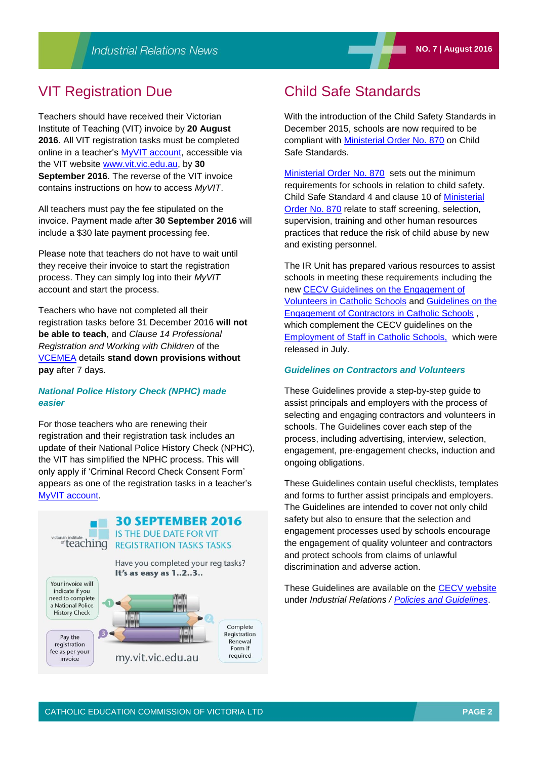## VIT Registration Due

Teachers should have received their Victorian Institute of Teaching (VIT) invoice by **20 August 2016**. All VIT registration tasks must be completed online in a teacher's MyVIT account, accessible via the VIT website www.vit.vic.edu.au, by **30 September 2016**. The reverse of the VIT invoice contains instructions on how to access *MyVIT*.

All teachers must pay the fee stipulated on the invoice. Payment made after **30 September 2016** will include a $30 late payment processing fee.

Please note that teachers do not have to wait until they receive their invoice to start the registration process. They can simply log into their *MyVIT* account and start the process.

Teachers who have not completed all their registration tasks before 31 December 2016 **will not be able to teach**, and *Clause 14 Professional Registration and Working with Children* of the VCEMEA details **stand down provisions without pay** after 7 days.

### National Police History Check (NPHC) made easier

For those teachers who are renewing their registration and their registration task includes an update of their National Police History Check (NPHC), the VIT has simplified the NPHC process. This will only apply if 'Criminal Record Check Consent Form' appears as one of the registration tasks in a teacher's MyVIT account.

victorian institute of teaching

**30 SEPTEMBER 2016** IS THE DUE DATE FOR VIT REGISTRATION TASKS TASKS

Have you completed your reg tasks? **It's as easy as 1..2..3..**

1. Your invoice will indicate if you need to complete a National Police History Check
2. Complete Registration Renewal Form if required
3. Pay the registration fee as per your invoice

my.vit.vic.edu.au

## Child Safe Standards

With the introduction of the Child Safety Standards in December 2015, schools are now required to be compliant with Ministerial Order No. 870 on Child Safe Standards.

Ministerial Order No. 870 sets out the minimum requirements for schools in relation to child safety. Child Safe Standard 4 and clause 10 of Ministerial Order No. 870 relate to staff screening, selection, supervision, training and other human resources practices that reduce the risk of child abuse by new and existing personnel.

The IR Unit has prepared various resources to assist schools in meeting these requirements including the new CECV Guidelines on the Engagement of Volunteers in Catholic Schools and Guidelines on the Engagement of Contractors in Catholic Schools , which complement the CECV guidelines on the Employment of Staff in Catholic Schools, which were released in July.

### Guidelines on Contractors and Volunteers

These Guidelines provide a step-by-step guide to assist principals and employers with the process of selecting and engaging contractors and volunteers in schools. The Guidelines cover each step of the process, including advertising, interview, selection, engagement, pre-engagement checks, induction and ongoing obligations.

These Guidelines contain useful checklists, templates and forms to further assist principals and employers. The Guidelines are intended to cover not only child safety but also to ensure that the selection and engagement processes used by schools encourage the engagement of quality volunteer and contractors and protect schools from claims of unlawful discrimination and adverse action.

These Guidelines are available on the CECV website under *Industrial Relations / Policies and Guidelines*.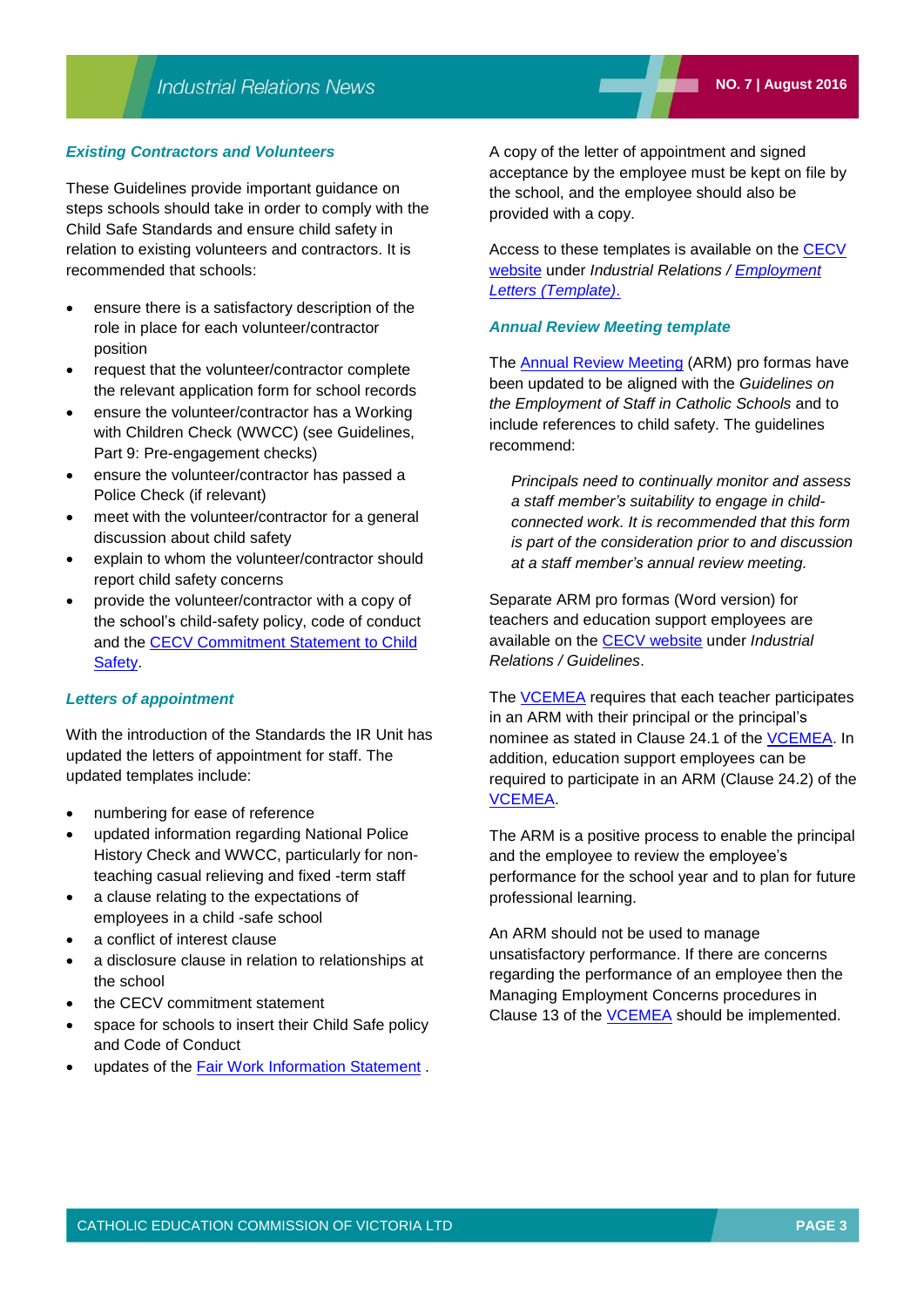### *Existing Contractors and Volunteers*

These Guidelines provide important guidance on steps schools should take in order to comply with the Child Safe Standards and ensure child safety in relation to existing volunteers and contractors. It is recommended that schools:

- ensure there is a satisfactory description of the role in place for each volunteer/contractor position
- request that the volunteer/contractor complete the relevant application form for school records
- ensure the volunteer/contractor has a Working with Children Check (WWCC) (see Guidelines, Part 9: Pre-engagement checks)
- ensure the volunteer/contractor has passed a Police Check (if relevant)
- meet with the volunteer/contractor for a general discussion about child safety
- explain to whom the volunteer/contractor should report child safety concerns
- provide the volunteer/contractor with a copy of the school's child-safety policy, code of conduct and the CECV Commitment Statement to Child Safety.

### *Letters of appointment*

With the introduction of the Standards the IR Unit has updated the letters of appointment for staff. The updated templates include:

- numbering for ease of reference
- updated information regarding National Police History Check and WWCC, particularly for non-teaching casual relieving and fixed -term staff
- a clause relating to the expectations of employees in a child -safe school
- a conflict of interest clause
- a disclosure clause in relation to relationships at the school
- the CECV commitment statement
- space for schools to insert their Child Safe policy and Code of Conduct
- updates of the Fair Work Information Statement .

A copy of the letter of appointment and signed acceptance by the employee must be kept on file by the school, and the employee should also be provided with a copy.

Access to these templates is available on the CECV website under *Industrial Relations / Employment Letters (Template).*

### *Annual Review Meeting template*

The Annual Review Meeting (ARM) pro formas have been updated to be aligned with the *Guidelines on the Employment of Staff in Catholic Schools* and to include references to child safety. The guidelines recommend:

> *Principals need to continually monitor and assess a staff member's suitability to engage in child-connected work. It is recommended that this form is part of the consideration prior to and discussion at a staff member's annual review meeting.*

Separate ARM pro formas (Word version) for teachers and education support employees are available on the CECV website under *Industrial Relations / Guidelines*.

The VCEMEA requires that each teacher participates in an ARM with their principal or the principal's nominee as stated in Clause 24.1 of the VCEMEA. In addition, education support employees can be required to participate in an ARM (Clause 24.2) of the VCEMEA.

The ARM is a positive process to enable the principal and the employee to review the employee's performance for the school year and to plan for future professional learning.

An ARM should not be used to manage unsatisfactory performance. If there are concerns regarding the performance of an employee then the Managing Employment Concerns procedures in Clause 13 of the VCEMEA should be implemented.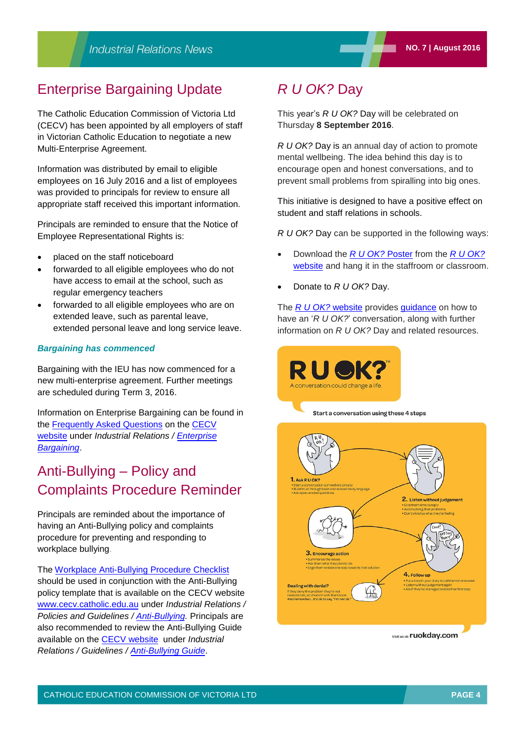## Enterprise Bargaining Update

The Catholic Education Commission of Victoria Ltd (CECV) has been appointed by all employers of staff in Victorian Catholic Education to negotiate a new Multi-Enterprise Agreement.

Information was distributed by email to eligible employees on 16 July 2016 and a list of employees was provided to principals for review to ensure all appropriate staff received this important information.

Principals are reminded to ensure that the Notice of Employee Representational Rights is:

- placed on the staff noticeboard
- forwarded to all eligible employees who do not have access to email at the school, such as regular emergency teachers
- forwarded to all eligible employees who are on extended leave, such as parental leave, extended personal leave and long service leave.

***Bargaining has commenced***

Bargaining with the IEU has now commenced for a new multi-enterprise agreement. Further meetings are scheduled during Term 3, 2016.

Information on Enterprise Bargaining can be found in the Frequently Asked Questions on the CECV website under *Industrial Relations / Enterprise Bargaining*.

## Anti-Bullying – Policy and Complaints Procedure Reminder

Principals are reminded about the importance of having an Anti-Bullying policy and complaints procedure for preventing and responding to workplace bullying.

The Workplace Anti-Bullying Procedure Checklist should be used in conjunction with the Anti-Bullying policy template that is available on the CECV website www.cecv.catholic.edu.au under *Industrial Relations / Policies and Guidelines / Anti-Bullying*. Principals are also recommended to review the Anti-Bullying Guide available on the CECV website under *Industrial Relations / Guidelines / Anti-Bullying Guide*.

## *R U OK?* Day

This year's *R U OK?* Day will be celebrated on Thursday **8 September 2016**.

*R U OK?* Day is an annual day of action to promote mental wellbeing. The idea behind this day is to encourage open and honest conversations, and to prevent small problems from spiralling into big ones.

This initiative is designed to have a positive effect on student and staff relations in schools.

*R U OK?* Day can be supported in the following ways:

- Download the *R U OK?* Poster from the *R U OK?* website and hang it in the staffroom or classroom.
- Donate to *R U OK?* Day.

The *R U OK?* website provides guidance on how to have an '*R U OK?*' conversation, along with further information on *R U OK?* Day and related resources.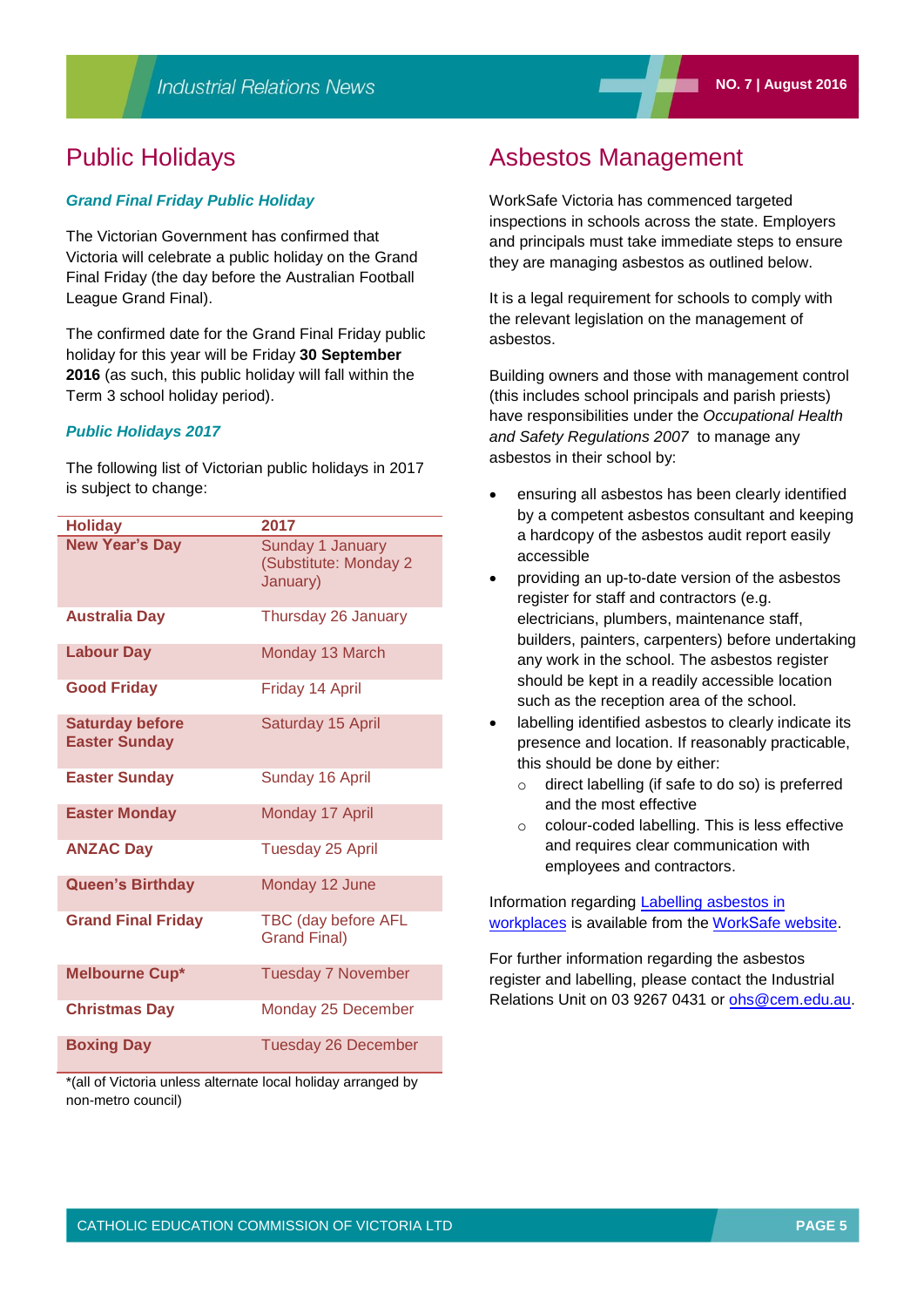## Public Holidays

### *Grand Final Friday Public Holiday*

The Victorian Government has confirmed that Victoria will celebrate a public holiday on the Grand Final Friday (the day before the Australian Football League Grand Final).

The confirmed date for the Grand Final Friday public holiday for this year will be Friday **30 September 2016** (as such, this public holiday will fall within the Term 3 school holiday period).

### *Public Holidays 2017*

The following list of Victorian public holidays in 2017 is subject to change:

| Holiday | 2017 |
|---|---|
| **New Year's Day** | Sunday 1 January (Substitute: Monday 2 January) |
| **Australia Day** | Thursday 26 January |
| **Labour Day** | Monday 13 March |
| **Good Friday** | Friday 14 April |
| **Saturday before Easter Sunday** | Saturday 15 April |
| **Easter Sunday** | Sunday 16 April |
| **Easter Monday** | Monday 17 April |
| **ANZAC Day** | Tuesday 25 April |
| **Queen's Birthday** | Monday 12 June |
| **Grand Final Friday** | TBC (day before AFL Grand Final) |
| **Melbourne Cup*** | Tuesday 7 November |
| **Christmas Day** | Monday 25 December |
| **Boxing Day** | Tuesday 26 December |

*(all of Victoria unless alternate local holiday arranged by non-metro council)

## Asbestos Management

WorkSafe Victoria has commenced targeted inspections in schools across the state. Employers and principals must take immediate steps to ensure they are managing asbestos as outlined below.

It is a legal requirement for schools to comply with the relevant legislation on the management of asbestos.

Building owners and those with management control (this includes school principals and parish priests) have responsibilities under the *Occupational Health and Safety Regulations 2007* to manage any asbestos in their school by:

- ensuring all asbestos has been clearly identified by a competent asbestos consultant and keeping a hardcopy of the asbestos audit report easily accessible
- providing an up-to-date version of the asbestos register for staff and contractors (e.g. electricians, plumbers, maintenance staff, builders, painters, carpenters) before undertaking any work in the school. The asbestos register should be kept in a readily accessible location such as the reception area of the school.
- labelling identified asbestos to clearly indicate its presence and location. If reasonably practicable, this should be done by either:
  - direct labelling (if safe to do so) is preferred and the most effective
  - colour-coded labelling. This is less effective and requires clear communication with employees and contractors.

Information regarding Labelling asbestos in workplaces is available from the WorkSafe website.

For further information regarding the asbestos register and labelling, please contact the Industrial Relations Unit on 03 9267 0431 or ohs@cem.edu.au.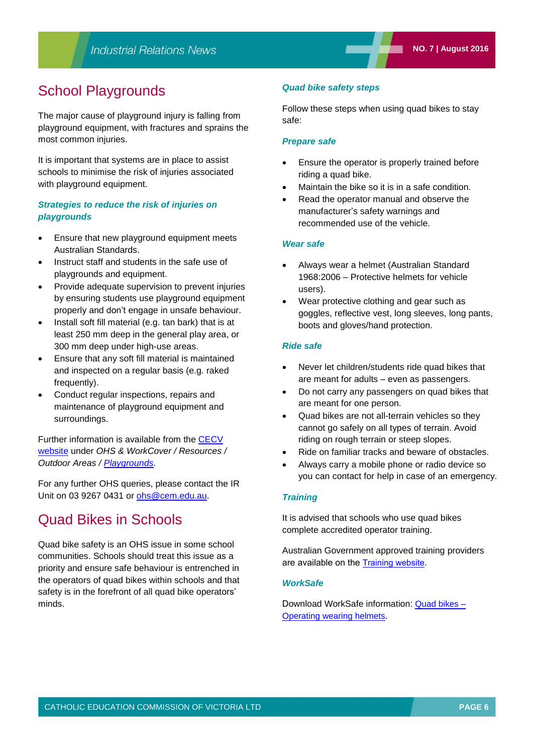## School Playgrounds

The major cause of playground injury is falling from playground equipment, with fractures and sprains the most common injuries.

It is important that systems are in place to assist schools to minimise the risk of injuries associated with playground equipment.

### *Strategies to reduce the risk of injuries on playgrounds*

- Ensure that new playground equipment meets Australian Standards.
- Instruct staff and students in the safe use of playgrounds and equipment.
- Provide adequate supervision to prevent injuries by ensuring students use playground equipment properly and don't engage in unsafe behaviour.
- Install soft fill material (e.g. tan bark) that is at least 250 mm deep in the general play area, or 300 mm deep under high-use areas.
- Ensure that any soft fill material is maintained and inspected on a regular basis (e.g. raked frequently).
- Conduct regular inspections, repairs and maintenance of playground equipment and surroundings.

Further information is available from the CECV website under *OHS & WorkCover / Resources / Outdoor Areas / Playgrounds.*

For any further OHS queries, please contact the IR Unit on 03 9267 0431 or ohs@cem.edu.au.

## Quad Bikes in Schools

Quad bike safety is an OHS issue in some school communities. Schools should treat this issue as a priority and ensure safe behaviour is entrenched in the operators of quad bikes within schools and that safety is in the forefront of all quad bike operators' minds.

### *Quad bike safety steps*

Follow these steps when using quad bikes to stay safe:

#### *Prepare safe*

- Ensure the operator is properly trained before riding a quad bike.
- Maintain the bike so it is in a safe condition.
- Read the operator manual and observe the manufacturer's safety warnings and recommended use of the vehicle.

#### *Wear safe*

- Always wear a helmet (Australian Standard 1968:2006 – Protective helmets for vehicle users).
- Wear protective clothing and gear such as goggles, reflective vest, long sleeves, long pants, boots and gloves/hand protection.

#### *Ride safe*

- Never let children/students ride quad bikes that are meant for adults – even as passengers.
- Do not carry any passengers on quad bikes that are meant for one person.
- Quad bikes are not all-terrain vehicles so they cannot go safely on all types of terrain. Avoid riding on rough terrain or steep slopes.
- Ride on familiar tracks and beware of obstacles.
- Always carry a mobile phone or radio device so you can contact for help in case of an emergency.

#### *Training*

It is advised that schools who use quad bikes complete accredited operator training.

Australian Government approved training providers are available on the Training website.

#### *WorkSafe*

Download WorkSafe information: Quad bikes – Operating wearing helmets.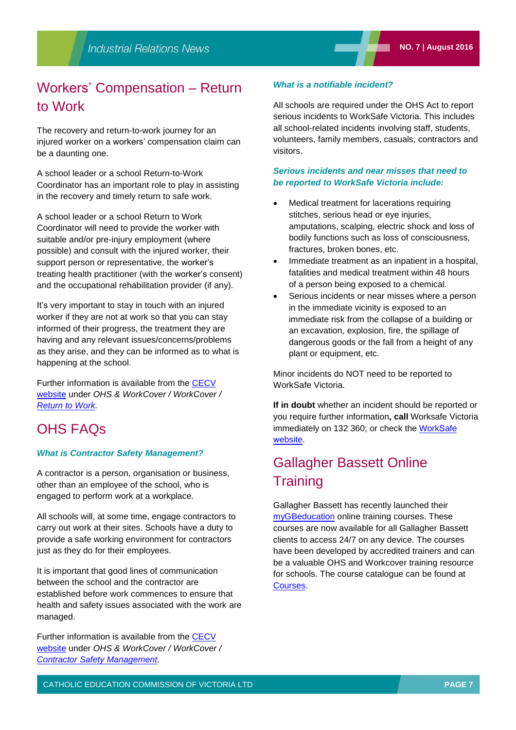## Workers' Compensation – Return to Work

The recovery and return-to-work journey for an injured worker on a workers' compensation claim can be a daunting one.

A school leader or a school Return-to-Work Coordinator has an important role to play in assisting in the recovery and timely return to safe work.

A school leader or a school Return to Work Coordinator will need to provide the worker with suitable and/or pre-injury employment (where possible) and consult with the injured worker, their support person or representative, the worker's treating health practitioner (with the worker's consent) and the occupational rehabilitation provider (if any).

It's very important to stay in touch with an injured worker if they are not at work so that you can stay informed of their progress, the treatment they are having and any relevant issues/concerns/problems as they arise, and they can be informed as to what is happening at the school.

Further information is available from the CECV website under *OHS & WorkCover / WorkCover / Return to Work.*

## OHS FAQs

***What is Contractor Safety Management?***

A contractor is a person, organisation or business, other than an employee of the school, who is engaged to perform work at a workplace.

All schools will, at some time, engage contractors to carry out work at their sites. Schools have a duty to provide a safe working environment for contractors just as they do for their employees.

It is important that good lines of communication between the school and the contractor are established before work commences to ensure that health and safety issues associated with the work are managed.

Further information is available from the CECV website under *OHS & WorkCover / WorkCover / Contractor Safety Management.*

***What is a notifiable incident?***

All schools are required under the OHS Act to report serious incidents to WorkSafe Victoria. This includes all school-related incidents involving staff, students, volunteers, family members, casuals, contractors and visitors.

***Serious incidents and near misses that need to be reported to WorkSafe Victoria include:***

- Medical treatment for lacerations requiring stitches, serious head or eye injuries, amputations, scalping, electric shock and loss of bodily functions such as loss of consciousness, fractures, broken bones, etc.
- Immediate treatment as an inpatient in a hospital, fatalities and medical treatment within 48 hours of a person being exposed to a chemical.
- Serious incidents or near misses where a person in the immediate vicinity is exposed to an immediate risk from the collapse of a building or an excavation, explosion, fire, the spillage of dangerous goods or the fall from a height of any plant or equipment, etc.

Minor incidents do NOT need to be reported to WorkSafe Victoria.

**If in doubt** whether an incident should be reported or you require further information**, call** Worksafe Victoria immediately on 132 360; or check the WorkSafe website.

## Gallagher Bassett Online Training

Gallagher Bassett has recently launched their myGBeducation online training courses. These courses are now available for all Gallagher Bassett clients to access 24/7 on any device. The courses have been developed by accredited trainers and can be a valuable OHS and Workcover training resource for schools. The course catalogue can be found at Courses.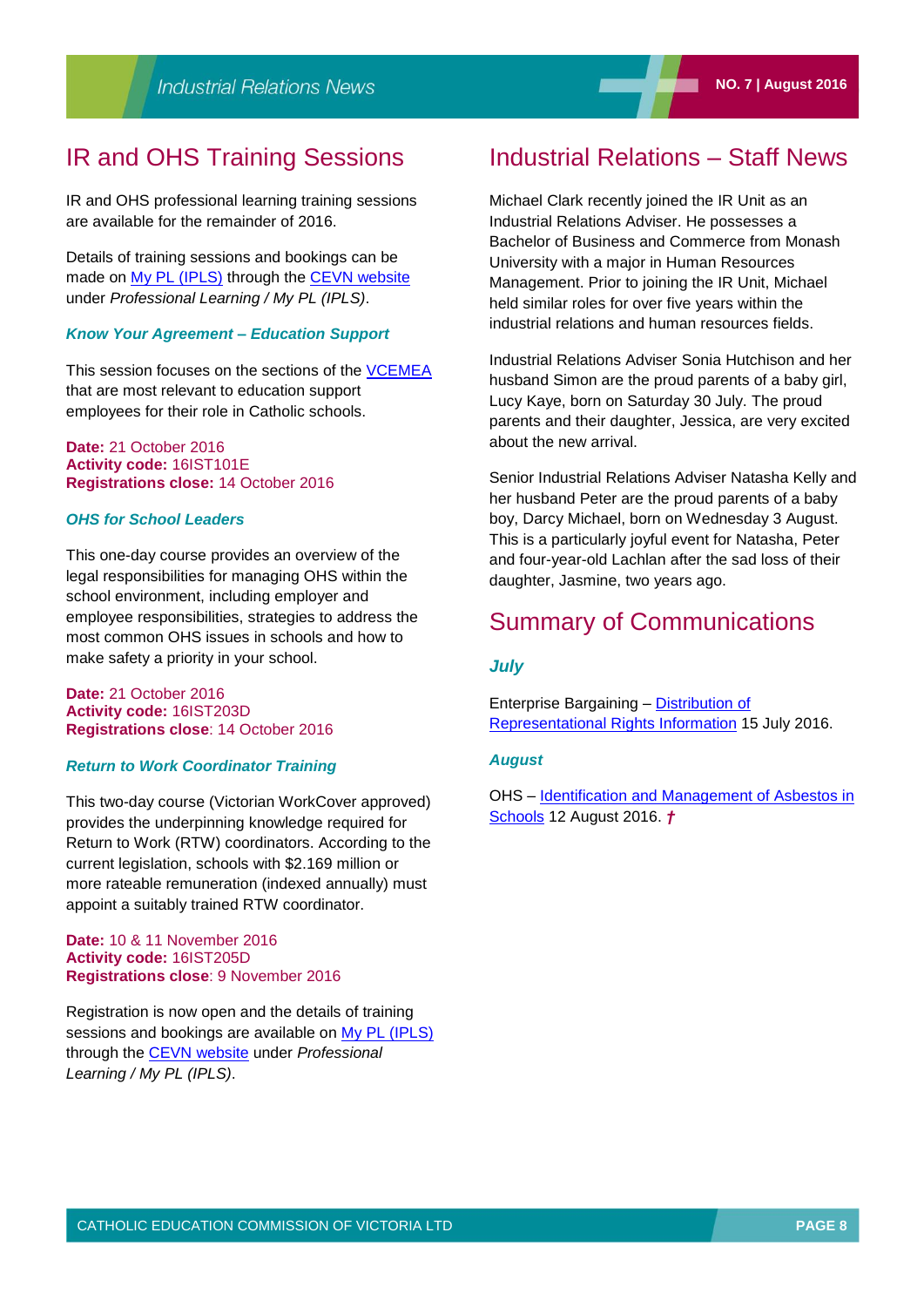# IR and OHS Training Sessions

IR and OHS professional learning training sessions are available for the remainder of 2016.

Details of training sessions and bookings can be made on My PL (IPLS) through the CEVN website under *Professional Learning / My PL (IPLS)*.

### *Know Your Agreement – Education Support*

This session focuses on the sections of the VCEMEA that are most relevant to education support employees for their role in Catholic schools.

**Date:** 21 October 2016
**Activity code:** 16IST101E
**Registrations close:** 14 October 2016

### *OHS for School Leaders*

This one-day course provides an overview of the legal responsibilities for managing OHS within the school environment, including employer and employee responsibilities, strategies to address the most common OHS issues in schools and how to make safety a priority in your school.

**Date:** 21 October 2016
**Activity code:** 16IST203D
**Registrations close**: 14 October 2016

### *Return to Work Coordinator Training*

This two-day course (Victorian WorkCover approved) provides the underpinning knowledge required for Return to Work (RTW) coordinators. According to the current legislation, schools with $2.169 million or more rateable remuneration (indexed annually) must appoint a suitably trained RTW coordinator.

**Date:** 10 & 11 November 2016
**Activity code:** 16IST205D
**Registrations close**: 9 November 2016

Registration is now open and the details of training sessions and bookings are available on My PL (IPLS) through the CEVN website under *Professional Learning / My PL (IPLS)*.

# Industrial Relations – Staff News

Michael Clark recently joined the IR Unit as an Industrial Relations Adviser. He possesses a Bachelor of Business and Commerce from Monash University with a major in Human Resources Management. Prior to joining the IR Unit, Michael held similar roles for over five years within the industrial relations and human resources fields.

Industrial Relations Adviser Sonia Hutchison and her husband Simon are the proud parents of a baby girl, Lucy Kaye, born on Saturday 30 July. The proud parents and their daughter, Jessica, are very excited about the new arrival.

Senior Industrial Relations Adviser Natasha Kelly and her husband Peter are the proud parents of a baby boy, Darcy Michael, born on Wednesday 3 August. This is a particularly joyful event for Natasha, Peter and four-year-old Lachlan after the sad loss of their daughter, Jasmine, two years ago.

# Summary of Communications

### *July*

Enterprise Bargaining – Distribution of Representational Rights Information 15 July 2016.

### *August*

OHS – Identification and Management of Asbestos in Schools 12 August 2016. †